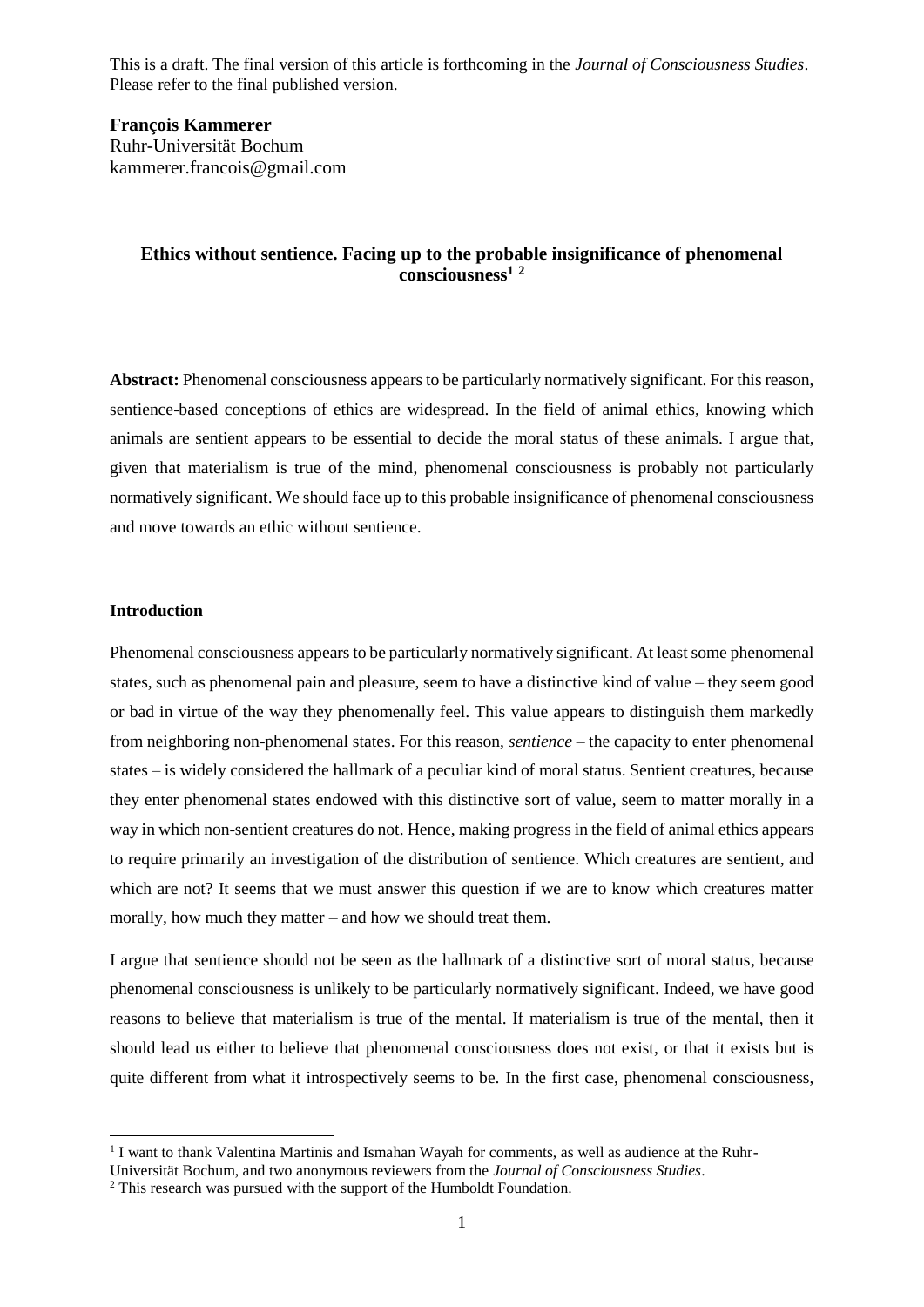This is a draft. The final version of this article is forthcoming in the *Journal of Consciousness Studies*. Please refer to the final published version.

**François Kammerer**
Ruhr-Universität Bochum
kammerer.francois@gmail.com

# Ethics without sentience. Facing up to the probable insignificance of phenomenal consciousness[1] [2]

**Abstract:** Phenomenal consciousness appears to be particularly normatively significant. For this reason, sentience-based conceptions of ethics are widespread. In the field of animal ethics, knowing which animals are sentient appears to be essential to decide the moral status of these animals. I argue that, given that materialism is true of the mind, phenomenal consciousness is probably not particularly normatively significant. We should face up to this probable insignificance of phenomenal consciousness and move towards an ethic without sentience.

## Introduction

Phenomenal consciousness appears to be particularly normatively significant. At least some phenomenal states, such as phenomenal pain and pleasure, seem to have a distinctive kind of value – they seem good or bad in virtue of the way they phenomenally feel. This value appears to distinguish them markedly from neighboring non-phenomenal states. For this reason, *sentience* – the capacity to enter phenomenal states – is widely considered the hallmark of a peculiar kind of moral status. Sentient creatures, because they enter phenomenal states endowed with this distinctive sort of value, seem to matter morally in a way in which non-sentient creatures do not. Hence, making progress in the field of animal ethics appears to require primarily an investigation of the distribution of sentience. Which creatures are sentient, and which are not? It seems that we must answer this question if we are to know which creatures matter morally, how much they matter – and how we should treat them.

I argue that sentience should not be seen as the hallmark of a distinctive sort of moral status, because phenomenal consciousness is unlikely to be particularly normatively significant. Indeed, we have good reasons to believe that materialism is true of the mental. If materialism is true of the mental, then it should lead us either to believe that phenomenal consciousness does not exist, or that it exists but is quite different from what it introspectively seems to be. In the first case, phenomenal consciousness,

[1] I want to thank Valentina Martinis and Ismahan Wayah for comments, as well as audience at the Ruhr-Universität Bochum, and two anonymous reviewers from the *Journal of Consciousness Studies*.

[2] This research was pursued with the support of the Humboldt Foundation.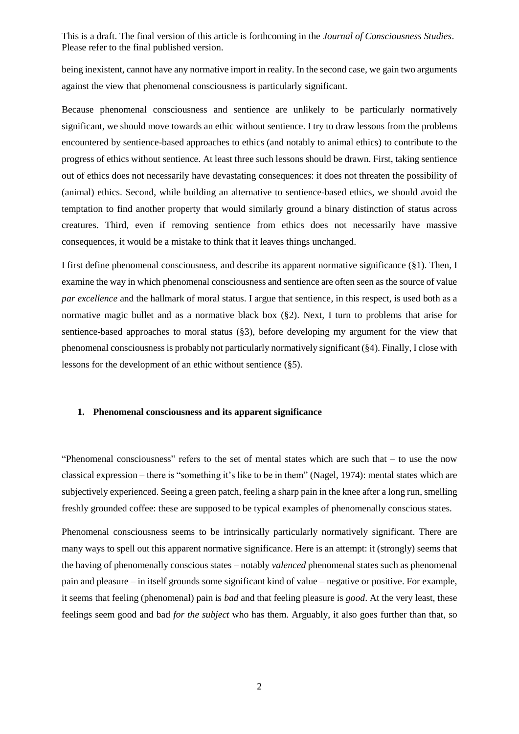being inexistent, cannot have any normative import in reality. In the second case, we gain two arguments against the view that phenomenal consciousness is particularly significant.

Because phenomenal consciousness and sentience are unlikely to be particularly normatively significant, we should move towards an ethic without sentience. I try to draw lessons from the problems encountered by sentience-based approaches to ethics (and notably to animal ethics) to contribute to the progress of ethics without sentience. At least three such lessons should be drawn. First, taking sentience out of ethics does not necessarily have devastating consequences: it does not threaten the possibility of (animal) ethics. Second, while building an alternative to sentience-based ethics, we should avoid the temptation to find another property that would similarly ground a binary distinction of status across creatures. Third, even if removing sentience from ethics does not necessarily have massive consequences, it would be a mistake to think that it leaves things unchanged.

I first define phenomenal consciousness, and describe its apparent normative significance (§1). Then, I examine the way in which phenomenal consciousness and sentience are often seen as the source of value *par excellence* and the hallmark of moral status. I argue that sentience, in this respect, is used both as a normative magic bullet and as a normative black box (§2). Next, I turn to problems that arise for sentience-based approaches to moral status (§3), before developing my argument for the view that phenomenal consciousness is probably not particularly normatively significant (§4). Finally, I close with lessons for the development of an ethic without sentience (§5).

## 1. Phenomenal consciousness and its apparent significance

"Phenomenal consciousness" refers to the set of mental states which are such that – to use the now classical expression – there is "something it's like to be in them" (Nagel, 1974): mental states which are subjectively experienced. Seeing a green patch, feeling a sharp pain in the knee after a long run, smelling freshly grounded coffee: these are supposed to be typical examples of phenomenally conscious states.

Phenomenal consciousness seems to be intrinsically particularly normatively significant. There are many ways to spell out this apparent normative significance. Here is an attempt: it (strongly) seems that the having of phenomenally conscious states – notably *valenced* phenomenal states such as phenomenal pain and pleasure – in itself grounds some significant kind of value – negative or positive. For example, it seems that feeling (phenomenal) pain is *bad* and that feeling pleasure is *good*. At the very least, these feelings seem good and bad *for the subject* who has them. Arguably, it also goes further than that, so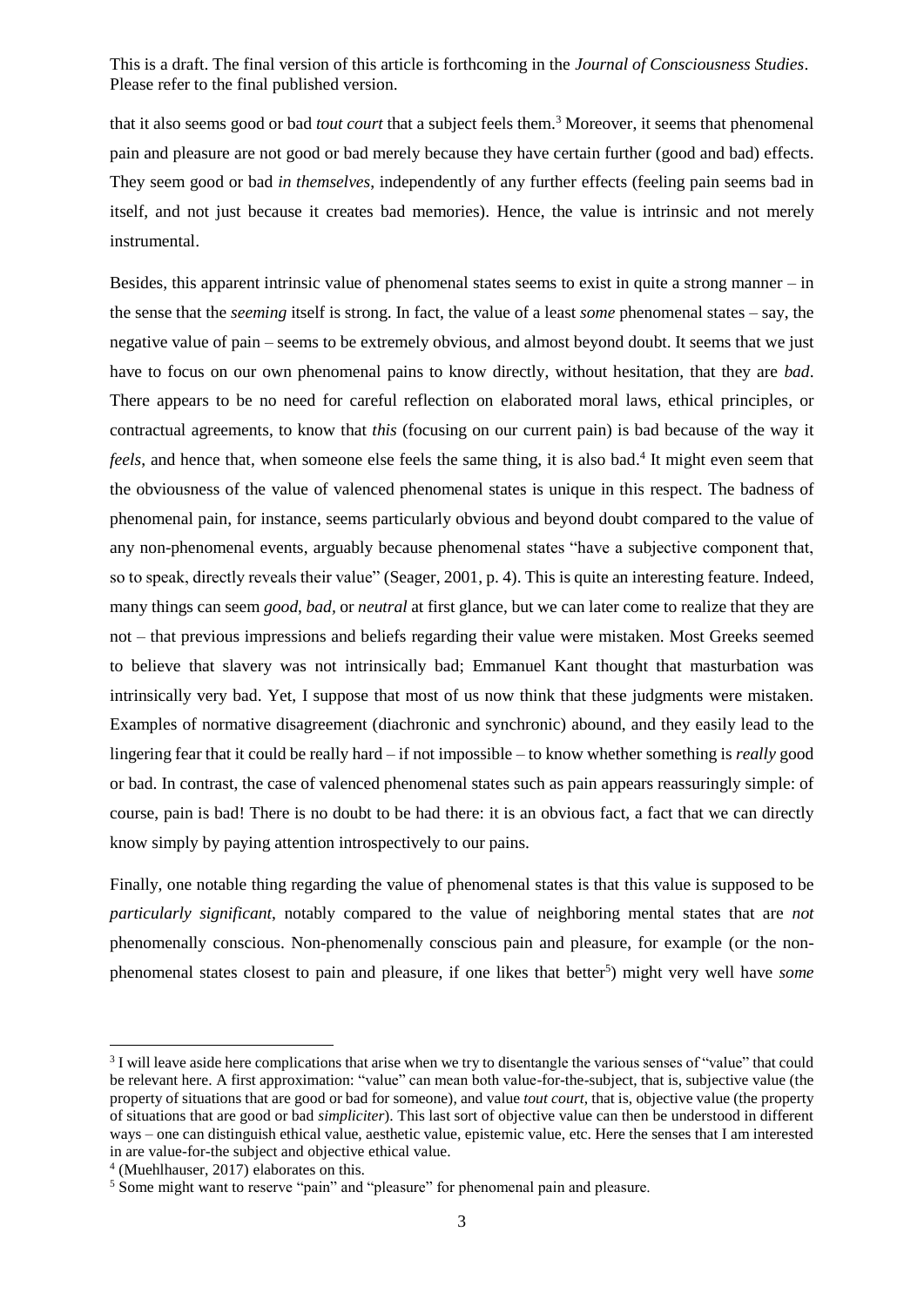that it also seems good or bad *tout court* that a subject feels them.[3] Moreover, it seems that phenomenal pain and pleasure are not good or bad merely because they have certain further (good and bad) effects. They seem good or bad *in themselves*, independently of any further effects (feeling pain seems bad in itself, and not just because it creates bad memories). Hence, the value is intrinsic and not merely instrumental.

Besides, this apparent intrinsic value of phenomenal states seems to exist in quite a strong manner – in the sense that the *seeming* itself is strong. In fact, the value of a least *some* phenomenal states – say, the negative value of pain – seems to be extremely obvious, and almost beyond doubt. It seems that we just have to focus on our own phenomenal pains to know directly, without hesitation, that they are *bad*. There appears to be no need for careful reflection on elaborated moral laws, ethical principles, or contractual agreements, to know that *this* (focusing on our current pain) is bad because of the way it *feels*, and hence that, when someone else feels the same thing, it is also bad.[4] It might even seem that the obviousness of the value of valenced phenomenal states is unique in this respect. The badness of phenomenal pain, for instance, seems particularly obvious and beyond doubt compared to the value of any non-phenomenal events, arguably because phenomenal states "have a subjective component that, so to speak, directly reveals their value" (Seager, 2001, p. 4). This is quite an interesting feature. Indeed, many things can seem *good*, *bad*, or *neutral* at first glance, but we can later come to realize that they are not – that previous impressions and beliefs regarding their value were mistaken. Most Greeks seemed to believe that slavery was not intrinsically bad; Emmanuel Kant thought that masturbation was intrinsically very bad. Yet, I suppose that most of us now think that these judgments were mistaken. Examples of normative disagreement (diachronic and synchronic) abound, and they easily lead to the lingering fear that it could be really hard – if not impossible – to know whether something is *really* good or bad. In contrast, the case of valenced phenomenal states such as pain appears reassuringly simple: of course, pain is bad! There is no doubt to be had there: it is an obvious fact, a fact that we can directly know simply by paying attention introspectively to our pains.

Finally, one notable thing regarding the value of phenomenal states is that this value is supposed to be *particularly significant*, notably compared to the value of neighboring mental states that are *not* phenomenally conscious. Non-phenomenally conscious pain and pleasure, for example (or the non-phenomenal states closest to pain and pleasure, if one likes that better[5]) might very well have *some*

---

[3] I will leave aside here complications that arise when we try to disentangle the various senses of "value" that could be relevant here. A first approximation: "value" can mean both value-for-the-subject, that is, subjective value (the property of situations that are good or bad for someone), and value *tout court*, that is, objective value (the property of situations that are good or bad *simpliciter*). This last sort of objective value can then be understood in different ways – one can distinguish ethical value, aesthetic value, epistemic value, etc. Here the senses that I am interested in are value-for-the subject and objective ethical value.

[4] (Muehlhauser, 2017) elaborates on this.

[5] Some might want to reserve "pain" and "pleasure" for phenomenal pain and pleasure.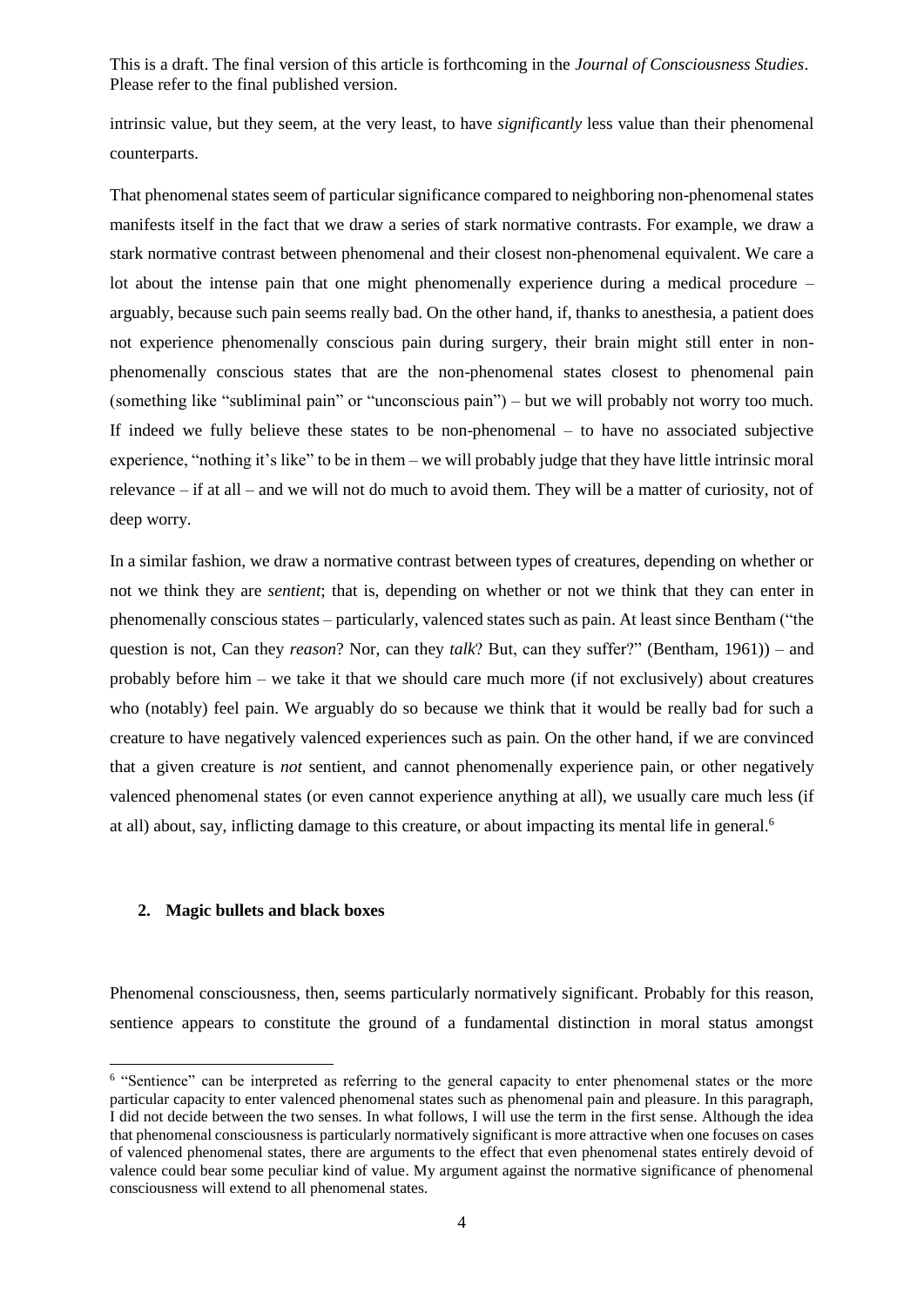intrinsic value, but they seem, at the very least, to have *significantly* less value than their phenomenal counterparts.

That phenomenal states seem of particular significance compared to neighboring non-phenomenal states manifests itself in the fact that we draw a series of stark normative contrasts. For example, we draw a stark normative contrast between phenomenal and their closest non-phenomenal equivalent. We care a lot about the intense pain that one might phenomenally experience during a medical procedure – arguably, because such pain seems really bad. On the other hand, if, thanks to anesthesia, a patient does not experience phenomenally conscious pain during surgery, their brain might still enter in non-phenomenally conscious states that are the non-phenomenal states closest to phenomenal pain (something like "subliminal pain" or "unconscious pain") – but we will probably not worry too much. If indeed we fully believe these states to be non-phenomenal – to have no associated subjective experience, "nothing it's like" to be in them – we will probably judge that they have little intrinsic moral relevance – if at all – and we will not do much to avoid them. They will be a matter of curiosity, not of deep worry.

In a similar fashion, we draw a normative contrast between types of creatures, depending on whether or not we think they are *sentient*; that is, depending on whether or not we think that they can enter in phenomenally conscious states – particularly, valenced states such as pain. At least since Bentham ("the question is not, Can they *reason*? Nor, can they *talk*? But, can they suffer?" (Bentham, 1961)) – and probably before him – we take it that we should care much more (if not exclusively) about creatures who (notably) feel pain. We arguably do so because we think that it would be really bad for such a creature to have negatively valenced experiences such as pain. On the other hand, if we are convinced that a given creature is *not* sentient, and cannot phenomenally experience pain, or other negatively valenced phenomenal states (or even cannot experience anything at all), we usually care much less (if at all) about, say, inflicting damage to this creature, or about impacting its mental life in general.[6]

## 2. Magic bullets and black boxes

Phenomenal consciousness, then, seems particularly normatively significant. Probably for this reason, sentience appears to constitute the ground of a fundamental distinction in moral status amongst

[6] "Sentience" can be interpreted as referring to the general capacity to enter phenomenal states or the more particular capacity to enter valenced phenomenal states such as phenomenal pain and pleasure. In this paragraph, I did not decide between the two senses. In what follows, I will use the term in the first sense. Although the idea that phenomenal consciousness is particularly normatively significant is more attractive when one focuses on cases of valenced phenomenal states, there are arguments to the effect that even phenomenal states entirely devoid of valence could bear some peculiar kind of value. My argument against the normative significance of phenomenal consciousness will extend to all phenomenal states.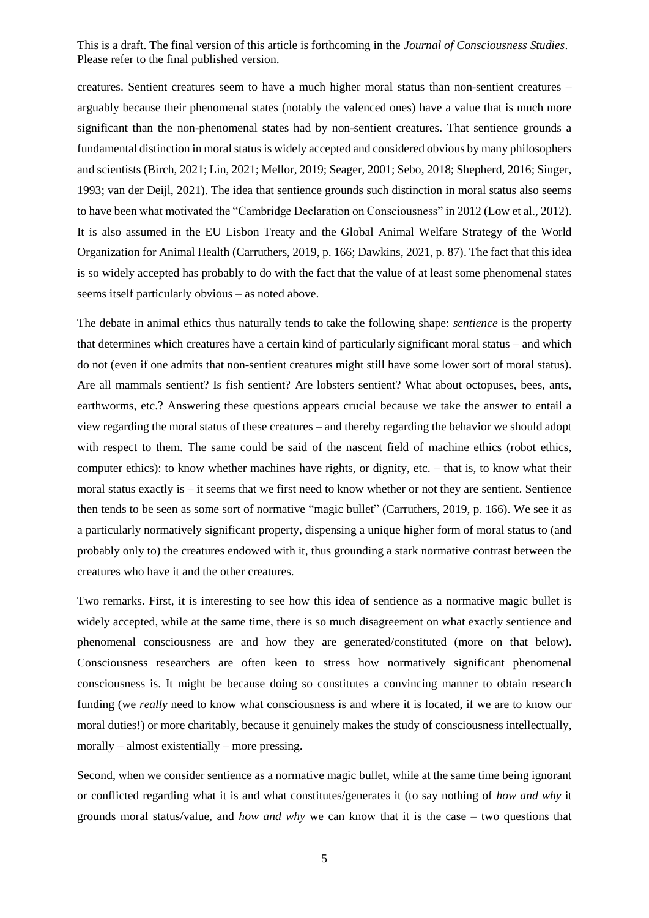creatures. Sentient creatures seem to have a much higher moral status than non-sentient creatures – arguably because their phenomenal states (notably the valenced ones) have a value that is much more significant than the non-phenomenal states had by non-sentient creatures. That sentience grounds a fundamental distinction in moral status is widely accepted and considered obvious by many philosophers and scientists (Birch, 2021; Lin, 2021; Mellor, 2019; Seager, 2001; Sebo, 2018; Shepherd, 2016; Singer, 1993; van der Deijl, 2021). The idea that sentience grounds such distinction in moral status also seems to have been what motivated the "Cambridge Declaration on Consciousness" in 2012 (Low et al., 2012). It is also assumed in the EU Lisbon Treaty and the Global Animal Welfare Strategy of the World Organization for Animal Health (Carruthers, 2019, p. 166; Dawkins, 2021, p. 87). The fact that this idea is so widely accepted has probably to do with the fact that the value of at least some phenomenal states seems itself particularly obvious – as noted above.

The debate in animal ethics thus naturally tends to take the following shape: *sentience* is the property that determines which creatures have a certain kind of particularly significant moral status – and which do not (even if one admits that non-sentient creatures might still have some lower sort of moral status). Are all mammals sentient? Is fish sentient? Are lobsters sentient? What about octopuses, bees, ants, earthworms, etc.? Answering these questions appears crucial because we take the answer to entail a view regarding the moral status of these creatures – and thereby regarding the behavior we should adopt with respect to them. The same could be said of the nascent field of machine ethics (robot ethics, computer ethics): to know whether machines have rights, or dignity, etc. – that is, to know what their moral status exactly is – it seems that we first need to know whether or not they are sentient. Sentience then tends to be seen as some sort of normative "magic bullet" (Carruthers, 2019, p. 166). We see it as a particularly normatively significant property, dispensing a unique higher form of moral status to (and probably only to) the creatures endowed with it, thus grounding a stark normative contrast between the creatures who have it and the other creatures.

Two remarks. First, it is interesting to see how this idea of sentience as a normative magic bullet is widely accepted, while at the same time, there is so much disagreement on what exactly sentience and phenomenal consciousness are and how they are generated/constituted (more on that below). Consciousness researchers are often keen to stress how normatively significant phenomenal consciousness is. It might be because doing so constitutes a convincing manner to obtain research funding (we *really* need to know what consciousness is and where it is located, if we are to know our moral duties!) or more charitably, because it genuinely makes the study of consciousness intellectually, morally – almost existentially – more pressing.

Second, when we consider sentience as a normative magic bullet, while at the same time being ignorant or conflicted regarding what it is and what constitutes/generates it (to say nothing of *how and why* it grounds moral status/value, and *how and why* we can know that it is the case – two questions that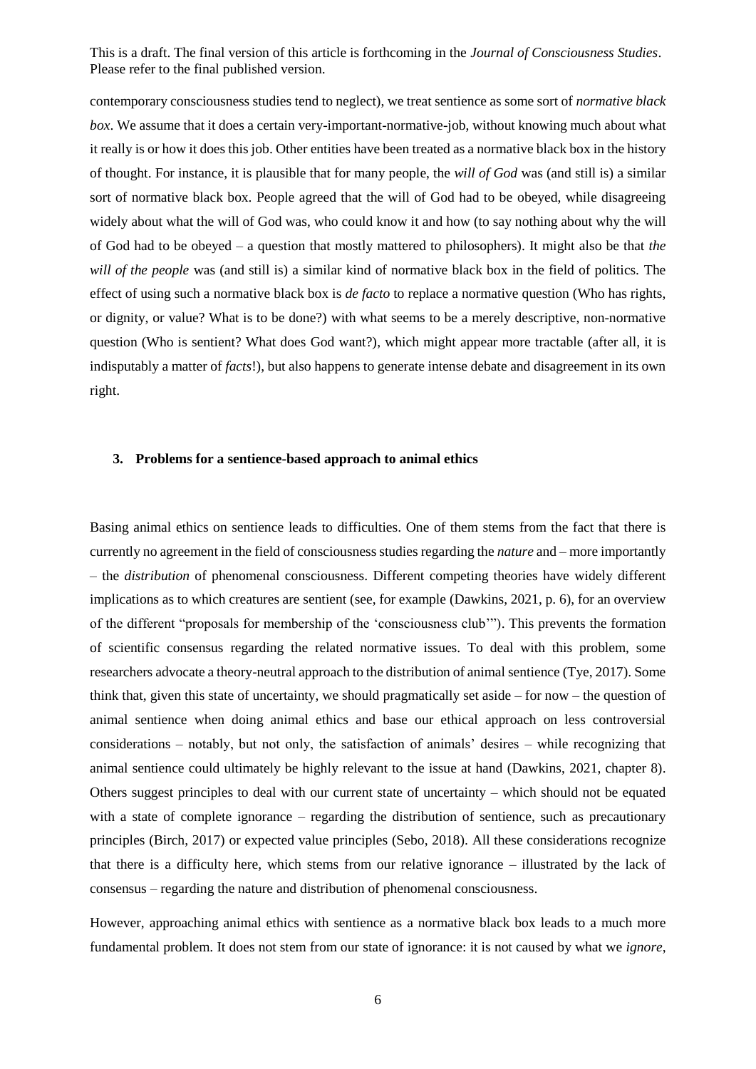contemporary consciousness studies tend to neglect), we treat sentience as some sort of *normative black box*. We assume that it does a certain very-important-normative-job, without knowing much about what it really is or how it does this job. Other entities have been treated as a normative black box in the history of thought. For instance, it is plausible that for many people, the *will of God* was (and still is) a similar sort of normative black box. People agreed that the will of God had to be obeyed, while disagreeing widely about what the will of God was, who could know it and how (to say nothing about why the will of God had to be obeyed – a question that mostly mattered to philosophers). It might also be that *the will of the people* was (and still is) a similar kind of normative black box in the field of politics. The effect of using such a normative black box is *de facto* to replace a normative question (Who has rights, or dignity, or value? What is to be done?) with what seems to be a merely descriptive, non-normative question (Who is sentient? What does God want?), which might appear more tractable (after all, it is indisputably a matter of *facts*!), but also happens to generate intense debate and disagreement in its own right.

## 3. Problems for a sentience-based approach to animal ethics

Basing animal ethics on sentience leads to difficulties. One of them stems from the fact that there is currently no agreement in the field of consciousness studies regarding the *nature* and – more importantly – the *distribution* of phenomenal consciousness. Different competing theories have widely different implications as to which creatures are sentient (see, for example (Dawkins, 2021, p. 6), for an overview of the different "proposals for membership of the 'consciousness club'"). This prevents the formation of scientific consensus regarding the related normative issues. To deal with this problem, some researchers advocate a theory-neutral approach to the distribution of animal sentience (Tye, 2017). Some think that, given this state of uncertainty, we should pragmatically set aside – for now – the question of animal sentience when doing animal ethics and base our ethical approach on less controversial considerations – notably, but not only, the satisfaction of animals' desires – while recognizing that animal sentience could ultimately be highly relevant to the issue at hand (Dawkins, 2021, chapter 8). Others suggest principles to deal with our current state of uncertainty – which should not be equated with a state of complete ignorance – regarding the distribution of sentience, such as precautionary principles (Birch, 2017) or expected value principles (Sebo, 2018). All these considerations recognize that there is a difficulty here, which stems from our relative ignorance – illustrated by the lack of consensus – regarding the nature and distribution of phenomenal consciousness.

However, approaching animal ethics with sentience as a normative black box leads to a much more fundamental problem. It does not stem from our state of ignorance: it is not caused by what we *ignore*,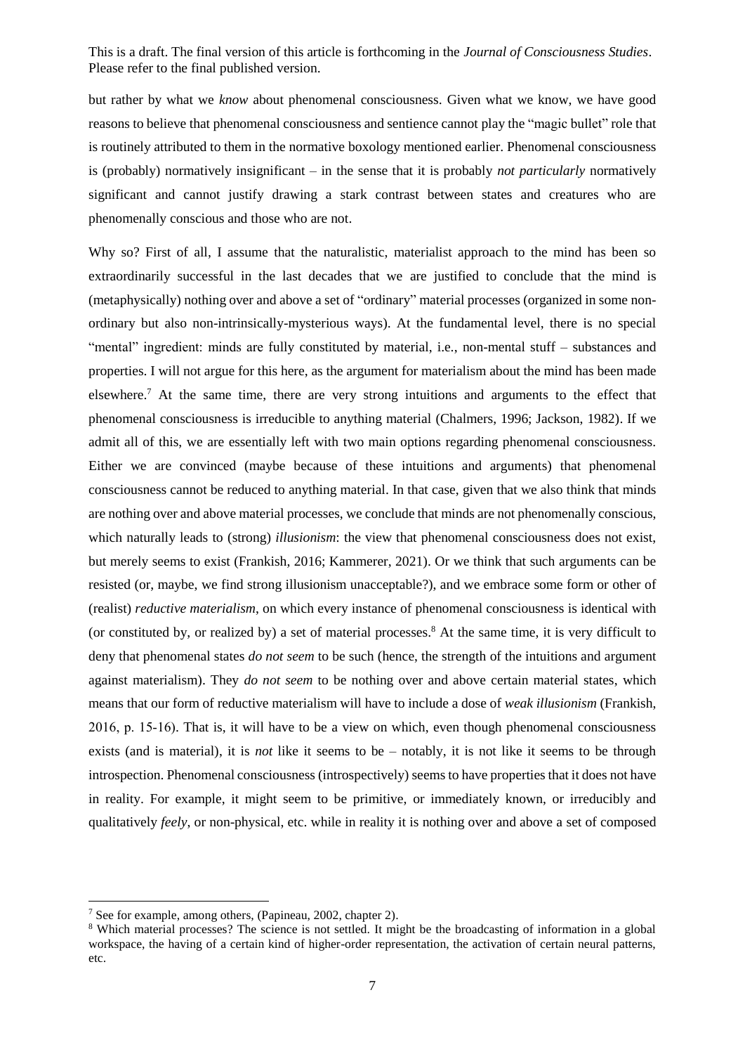but rather by what we *know* about phenomenal consciousness. Given what we know, we have good reasons to believe that phenomenal consciousness and sentience cannot play the "magic bullet" role that is routinely attributed to them in the normative boxology mentioned earlier. Phenomenal consciousness is (probably) normatively insignificant – in the sense that it is probably *not particularly* normatively significant and cannot justify drawing a stark contrast between states and creatures who are phenomenally conscious and those who are not.

Why so? First of all, I assume that the naturalistic, materialist approach to the mind has been so extraordinarily successful in the last decades that we are justified to conclude that the mind is (metaphysically) nothing over and above a set of "ordinary" material processes (organized in some non-ordinary but also non-intrinsically-mysterious ways). At the fundamental level, there is no special "mental" ingredient: minds are fully constituted by material, i.e., non-mental stuff – substances and properties. I will not argue for this here, as the argument for materialism about the mind has been made elsewhere.[7] At the same time, there are very strong intuitions and arguments to the effect that phenomenal consciousness is irreducible to anything material (Chalmers, 1996; Jackson, 1982). If we admit all of this, we are essentially left with two main options regarding phenomenal consciousness. Either we are convinced (maybe because of these intuitions and arguments) that phenomenal consciousness cannot be reduced to anything material. In that case, given that we also think that minds are nothing over and above material processes, we conclude that minds are not phenomenally conscious, which naturally leads to (strong) *illusionism*: the view that phenomenal consciousness does not exist, but merely seems to exist (Frankish, 2016; Kammerer, 2021). Or we think that such arguments can be resisted (or, maybe, we find strong illusionism unacceptable?), and we embrace some form or other of (realist) *reductive materialism*, on which every instance of phenomenal consciousness is identical with (or constituted by, or realized by) a set of material processes.[8] At the same time, it is very difficult to deny that phenomenal states *do not seem* to be such (hence, the strength of the intuitions and argument against materialism). They *do not seem* to be nothing over and above certain material states, which means that our form of reductive materialism will have to include a dose of *weak illusionism* (Frankish, 2016, p. 15-16). That is, it will have to be a view on which, even though phenomenal consciousness exists (and is material), it is *not* like it seems to be – notably, it is not like it seems to be through introspection. Phenomenal consciousness (introspectively) seems to have properties that it does not have in reality. For example, it might seem to be primitive, or immediately known, or irreducibly and qualitatively *feely*, or non-physical, etc. while in reality it is nothing over and above a set of composed

---

[7] See for example, among others, (Papineau, 2002, chapter 2).

[8] Which material processes? The science is not settled. It might be the broadcasting of information in a global workspace, the having of a certain kind of higher-order representation, the activation of certain neural patterns, etc.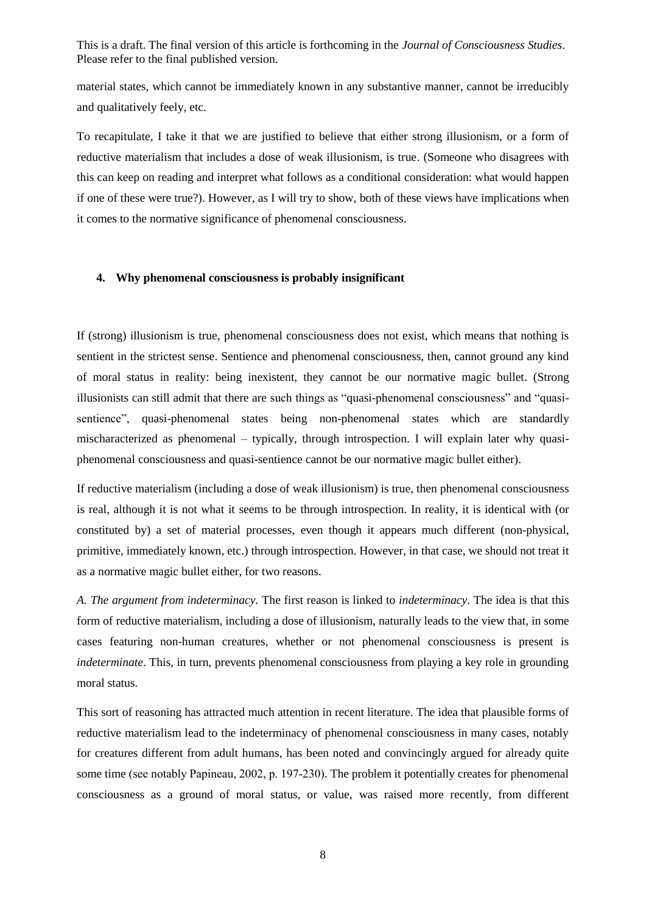material states, which cannot be immediately known in any substantive manner, cannot be irreducibly and qualitatively feely, etc.

To recapitulate, I take it that we are justified to believe that either strong illusionism, or a form of reductive materialism that includes a dose of weak illusionism, is true. (Someone who disagrees with this can keep on reading and interpret what follows as a conditional consideration: what would happen if one of these were true?). However, as I will try to show, both of these views have implications when it comes to the normative significance of phenomenal consciousness.

## 4. Why phenomenal consciousness is probably insignificant

If (strong) illusionism is true, phenomenal consciousness does not exist, which means that nothing is sentient in the strictest sense. Sentience and phenomenal consciousness, then, cannot ground any kind of moral status in reality: being inexistent, they cannot be our normative magic bullet. (Strong illusionists can still admit that there are such things as "quasi-phenomenal consciousness" and "quasi-sentience", quasi-phenomenal states being non-phenomenal states which are standardly mischaracterized as phenomenal – typically, through introspection. I will explain later why quasi-phenomenal consciousness and quasi-sentience cannot be our normative magic bullet either).

If reductive materialism (including a dose of weak illusionism) is true, then phenomenal consciousness is real, although it is not what it seems to be through introspection. In reality, it is identical with (or constituted by) a set of material processes, even though it appears much different (non-physical, primitive, immediately known, etc.) through introspection. However, in that case, we should not treat it as a normative magic bullet either, for two reasons.

*A. The argument from indeterminacy.* The first reason is linked to *indeterminacy*. The idea is that this form of reductive materialism, including a dose of illusionism, naturally leads to the view that, in some cases featuring non-human creatures, whether or not phenomenal consciousness is present is *indeterminate*. This, in turn, prevents phenomenal consciousness from playing a key role in grounding moral status.

This sort of reasoning has attracted much attention in recent literature. The idea that plausible forms of reductive materialism lead to the indeterminacy of phenomenal consciousness in many cases, notably for creatures different from adult humans, has been noted and convincingly argued for already quite some time (see notably Papineau, 2002, p. 197-230). The problem it potentially creates for phenomenal consciousness as a ground of moral status, or value, was raised more recently, from different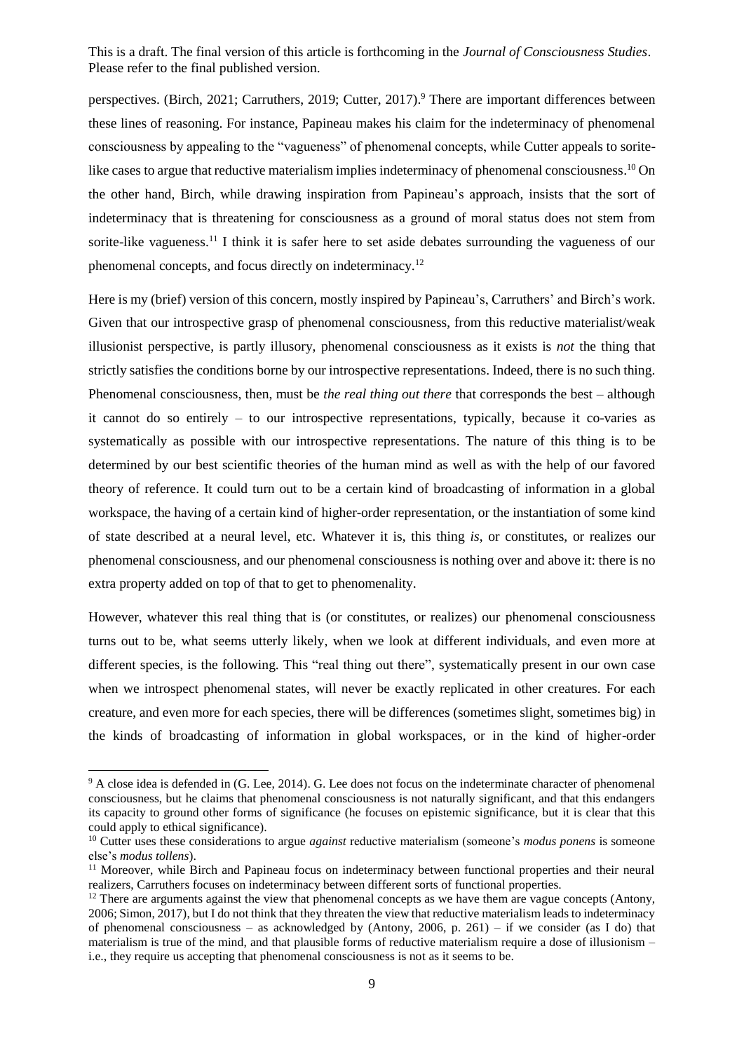perspectives. (Birch, 2021; Carruthers, 2019; Cutter, 2017).[9] There are important differences between these lines of reasoning. For instance, Papineau makes his claim for the indeterminacy of phenomenal consciousness by appealing to the "vagueness" of phenomenal concepts, while Cutter appeals to sorite-like cases to argue that reductive materialism implies indeterminacy of phenomenal consciousness.[10] On the other hand, Birch, while drawing inspiration from Papineau's approach, insists that the sort of indeterminacy that is threatening for consciousness as a ground of moral status does not stem from sorite-like vagueness.[11] I think it is safer here to set aside debates surrounding the vagueness of our phenomenal concepts, and focus directly on indeterminacy.[12]

Here is my (brief) version of this concern, mostly inspired by Papineau's, Carruthers' and Birch's work. Given that our introspective grasp of phenomenal consciousness, from this reductive materialist/weak illusionist perspective, is partly illusory, phenomenal consciousness as it exists is *not* the thing that strictly satisfies the conditions borne by our introspective representations. Indeed, there is no such thing. Phenomenal consciousness, then, must be *the real thing out there* that corresponds the best – although it cannot do so entirely – to our introspective representations, typically, because it co-varies as systematically as possible with our introspective representations. The nature of this thing is to be determined by our best scientific theories of the human mind as well as with the help of our favored theory of reference. It could turn out to be a certain kind of broadcasting of information in a global workspace, the having of a certain kind of higher-order representation, or the instantiation of some kind of state described at a neural level, etc. Whatever it is, this thing *is*, or constitutes, or realizes our phenomenal consciousness, and our phenomenal consciousness is nothing over and above it: there is no extra property added on top of that to get to phenomenality.

However, whatever this real thing that is (or constitutes, or realizes) our phenomenal consciousness turns out to be, what seems utterly likely, when we look at different individuals, and even more at different species, is the following. This "real thing out there", systematically present in our own case when we introspect phenomenal states, will never be exactly replicated in other creatures. For each creature, and even more for each species, there will be differences (sometimes slight, sometimes big) in the kinds of broadcasting of information in global workspaces, or in the kind of higher-order

[9] A close idea is defended in (G. Lee, 2014). G. Lee does not focus on the indeterminate character of phenomenal consciousness, but he claims that phenomenal consciousness is not naturally significant, and that this endangers its capacity to ground other forms of significance (he focuses on epistemic significance, but it is clear that this could apply to ethical significance).

[10] Cutter uses these considerations to argue *against* reductive materialism (someone's *modus ponens* is someone else's *modus tollens*).

[11] Moreover, while Birch and Papineau focus on indeterminacy between functional properties and their neural realizers, Carruthers focuses on indeterminacy between different sorts of functional properties.

[12] There are arguments against the view that phenomenal concepts as we have them are vague concepts (Antony, 2006; Simon, 2017), but I do not think that they threaten the view that reductive materialism leads to indeterminacy of phenomenal consciousness – as acknowledged by (Antony, 2006, p. 261) – if we consider (as I do) that materialism is true of the mind, and that plausible forms of reductive materialism require a dose of illusionism – i.e., they require us accepting that phenomenal consciousness is not as it seems to be.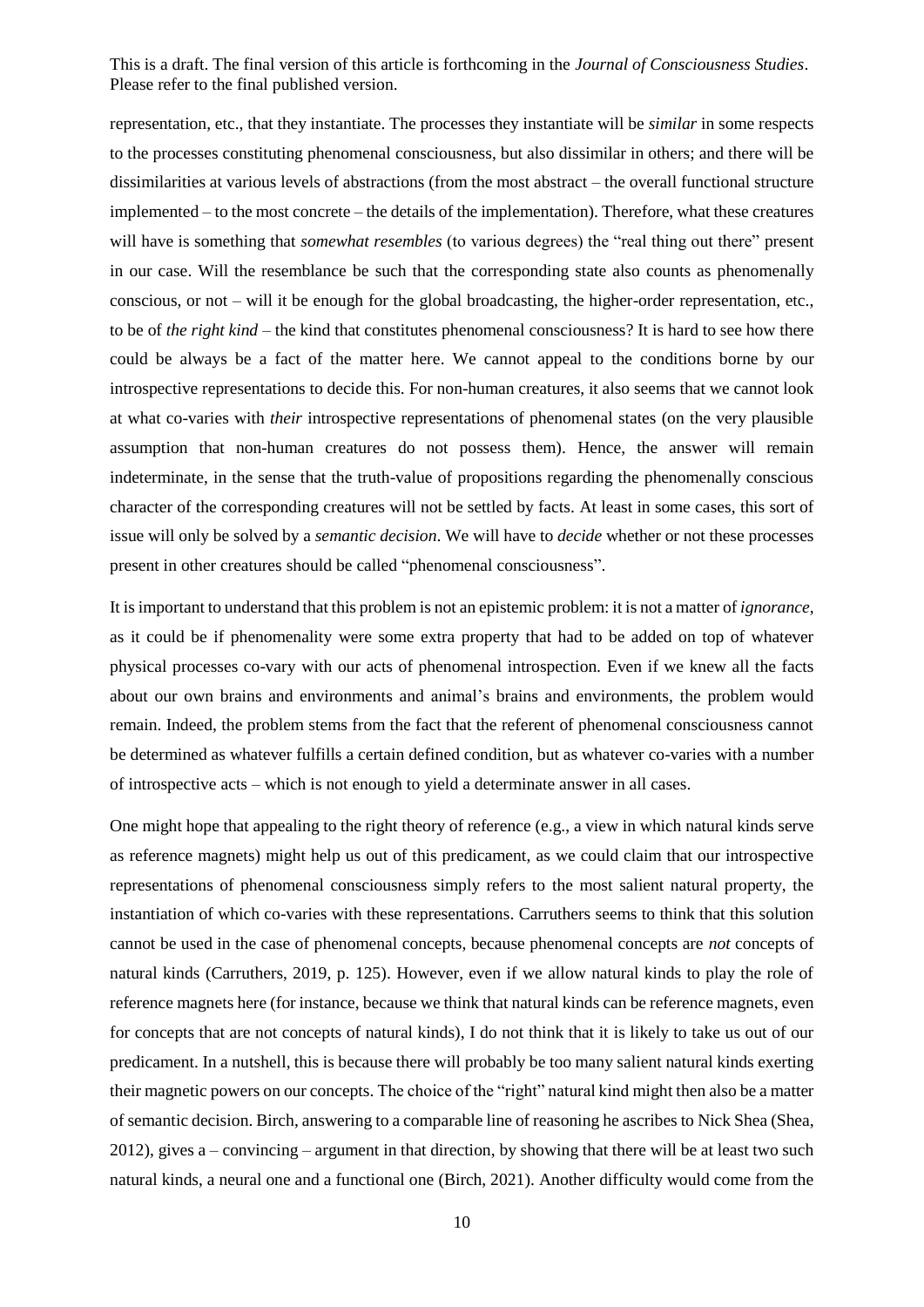representation, etc., that they instantiate. The processes they instantiate will be *similar* in some respects to the processes constituting phenomenal consciousness, but also dissimilar in others; and there will be dissimilarities at various levels of abstractions (from the most abstract – the overall functional structure implemented – to the most concrete – the details of the implementation). Therefore, what these creatures will have is something that *somewhat resembles* (to various degrees) the "real thing out there" present in our case. Will the resemblance be such that the corresponding state also counts as phenomenally conscious, or not – will it be enough for the global broadcasting, the higher-order representation, etc., to be of *the right kind* – the kind that constitutes phenomenal consciousness? It is hard to see how there could be always be a fact of the matter here. We cannot appeal to the conditions borne by our introspective representations to decide this. For non-human creatures, it also seems that we cannot look at what co-varies with *their* introspective representations of phenomenal states (on the very plausible assumption that non-human creatures do not possess them). Hence, the answer will remain indeterminate, in the sense that the truth-value of propositions regarding the phenomenally conscious character of the corresponding creatures will not be settled by facts. At least in some cases, this sort of issue will only be solved by a *semantic decision*. We will have to *decide* whether or not these processes present in other creatures should be called "phenomenal consciousness".

It is important to understand that this problem is not an epistemic problem: it is not a matter of *ignorance*, as it could be if phenomenality were some extra property that had to be added on top of whatever physical processes co-vary with our acts of phenomenal introspection. Even if we knew all the facts about our own brains and environments and animal's brains and environments, the problem would remain. Indeed, the problem stems from the fact that the referent of phenomenal consciousness cannot be determined as whatever fulfills a certain defined condition, but as whatever co-varies with a number of introspective acts – which is not enough to yield a determinate answer in all cases.

One might hope that appealing to the right theory of reference (e.g., a view in which natural kinds serve as reference magnets) might help us out of this predicament, as we could claim that our introspective representations of phenomenal consciousness simply refers to the most salient natural property, the instantiation of which co-varies with these representations. Carruthers seems to think that this solution cannot be used in the case of phenomenal concepts, because phenomenal concepts are *not* concepts of natural kinds (Carruthers, 2019, p. 125). However, even if we allow natural kinds to play the role of reference magnets here (for instance, because we think that natural kinds can be reference magnets, even for concepts that are not concepts of natural kinds), I do not think that it is likely to take us out of our predicament. In a nutshell, this is because there will probably be too many salient natural kinds exerting their magnetic powers on our concepts. The choice of the "right" natural kind might then also be a matter of semantic decision. Birch, answering to a comparable line of reasoning he ascribes to Nick Shea (Shea, 2012), gives a – convincing – argument in that direction, by showing that there will be at least two such natural kinds, a neural one and a functional one (Birch, 2021). Another difficulty would come from the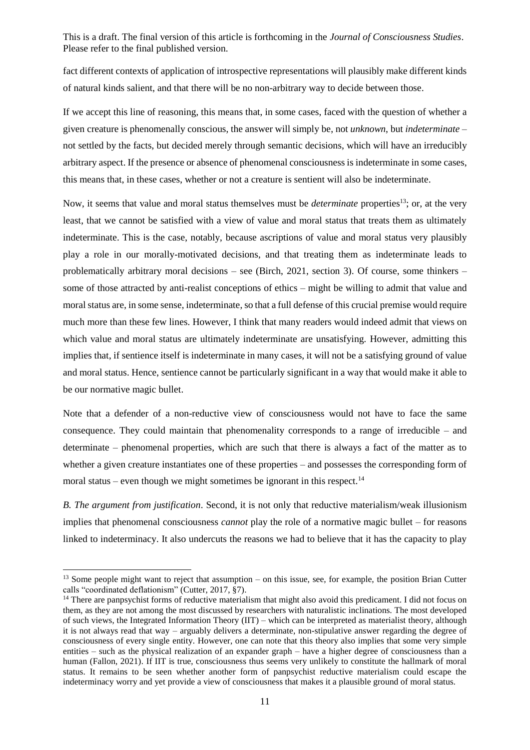fact different contexts of application of introspective representations will plausibly make different kinds of natural kinds salient, and that there will be no non-arbitrary way to decide between those.

If we accept this line of reasoning, this means that, in some cases, faced with the question of whether a given creature is phenomenally conscious, the answer will simply be, not *unknown*, but *indeterminate* – not settled by the facts, but decided merely through semantic decisions, which will have an irreducibly arbitrary aspect. If the presence or absence of phenomenal consciousness is indeterminate in some cases, this means that, in these cases, whether or not a creature is sentient will also be indeterminate.

Now, it seems that value and moral status themselves must be *determinate* properties[13]; or, at the very least, that we cannot be satisfied with a view of value and moral status that treats them as ultimately indeterminate. This is the case, notably, because ascriptions of value and moral status very plausibly play a role in our morally-motivated decisions, and that treating them as indeterminate leads to problematically arbitrary moral decisions – see (Birch, 2021, section 3). Of course, some thinkers – some of those attracted by anti-realist conceptions of ethics – might be willing to admit that value and moral status are, in some sense, indeterminate, so that a full defense of this crucial premise would require much more than these few lines. However, I think that many readers would indeed admit that views on which value and moral status are ultimately indeterminate are unsatisfying. However, admitting this implies that, if sentience itself is indeterminate in many cases, it will not be a satisfying ground of value and moral status. Hence, sentience cannot be particularly significant in a way that would make it able to be our normative magic bullet.

Note that a defender of a non-reductive view of consciousness would not have to face the same consequence. They could maintain that phenomenality corresponds to a range of irreducible – and determinate – phenomenal properties, which are such that there is always a fact of the matter as to whether a given creature instantiates one of these properties – and possesses the corresponding form of moral status – even though we might sometimes be ignorant in this respect.[14]

*B. The argument from justification*. Second, it is not only that reductive materialism/weak illusionism implies that phenomenal consciousness *cannot* play the role of a normative magic bullet – for reasons linked to indeterminacy. It also undercuts the reasons we had to believe that it has the capacity to play

---

[13] Some people might want to reject that assumption – on this issue, see, for example, the position Brian Cutter calls "coordinated deflationism" (Cutter, 2017, §7).

[14] There are panpsychist forms of reductive materialism that might also avoid this predicament. I did not focus on them, as they are not among the most discussed by researchers with naturalistic inclinations. The most developed of such views, the Integrated Information Theory (IIT) – which can be interpreted as materialist theory, although it is not always read that way – arguably delivers a determinate, non-stipulative answer regarding the degree of consciousness of every single entity. However, one can note that this theory also implies that some very simple entities – such as the physical realization of an expander graph – have a higher degree of consciousness than a human (Fallon, 2021). If IIT is true, consciousness thus seems very unlikely to constitute the hallmark of moral status. It remains to be seen whether another form of panpsychist reductive materialism could escape the indeterminacy worry and yet provide a view of consciousness that makes it a plausible ground of moral status.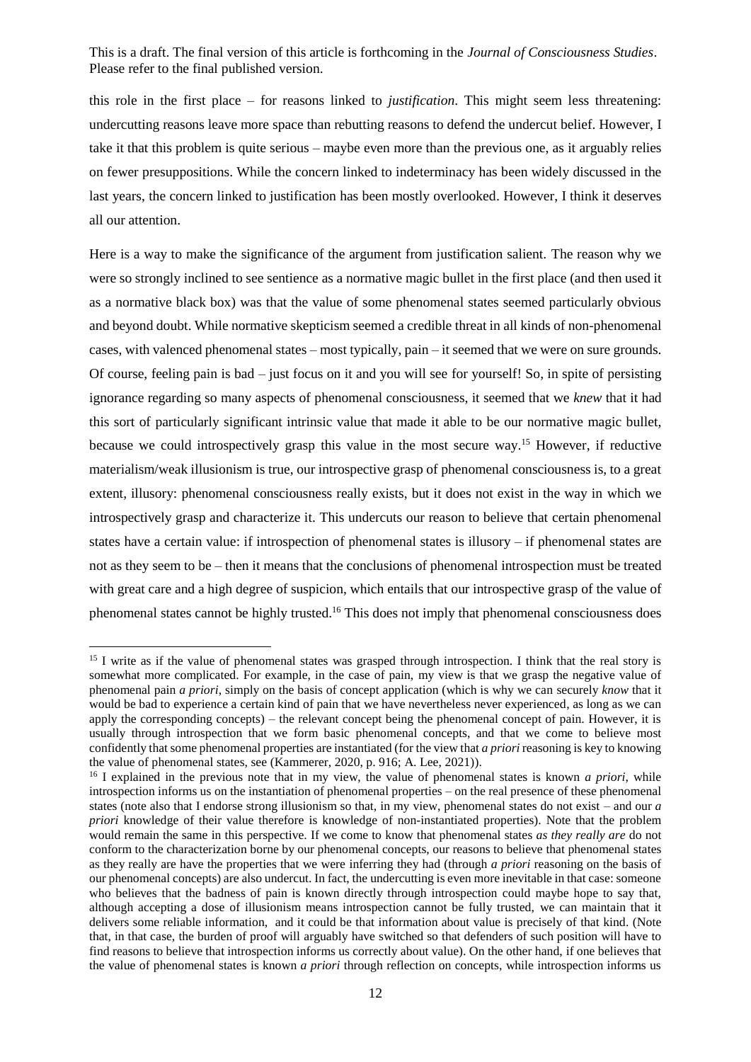this role in the first place – for reasons linked to *justification*. This might seem less threatening: undercutting reasons leave more space than rebutting reasons to defend the undercut belief. However, I take it that this problem is quite serious – maybe even more than the previous one, as it arguably relies on fewer presuppositions. While the concern linked to indeterminacy has been widely discussed in the last years, the concern linked to justification has been mostly overlooked. However, I think it deserves all our attention.

Here is a way to make the significance of the argument from justification salient. The reason why we were so strongly inclined to see sentience as a normative magic bullet in the first place (and then used it as a normative black box) was that the value of some phenomenal states seemed particularly obvious and beyond doubt. While normative skepticism seemed a credible threat in all kinds of non-phenomenal cases, with valenced phenomenal states – most typically, pain – it seemed that we were on sure grounds. Of course, feeling pain is bad – just focus on it and you will see for yourself! So, in spite of persisting ignorance regarding so many aspects of phenomenal consciousness, it seemed that we *knew* that it had this sort of particularly significant intrinsic value that made it able to be our normative magic bullet, because we could introspectively grasp this value in the most secure way.[15] However, if reductive materialism/weak illusionism is true, our introspective grasp of phenomenal consciousness is, to a great extent, illusory: phenomenal consciousness really exists, but it does not exist in the way in which we introspectively grasp and characterize it. This undercuts our reason to believe that certain phenomenal states have a certain value: if introspection of phenomenal states is illusory – if phenomenal states are not as they seem to be – then it means that the conclusions of phenomenal introspection must be treated with great care and a high degree of suspicion, which entails that our introspective grasp of the value of phenomenal states cannot be highly trusted.[16] This does not imply that phenomenal consciousness does

---

[15] I write as if the value of phenomenal states was grasped through introspection. I think that the real story is somewhat more complicated. For example, in the case of pain, my view is that we grasp the negative value of phenomenal pain *a priori*, simply on the basis of concept application (which is why we can securely *know* that it would be bad to experience a certain kind of pain that we have nevertheless never experienced, as long as we can apply the corresponding concepts) – the relevant concept being the phenomenal concept of pain. However, it is usually through introspection that we form basic phenomenal concepts, and that we come to believe most confidently that some phenomenal properties are instantiated (for the view that *a priori* reasoning is key to knowing the value of phenomenal states, see (Kammerer, 2020, p. 916; A. Lee, 2021)).

[16] I explained in the previous note that in my view, the value of phenomenal states is known *a priori*, while introspection informs us on the instantiation of phenomenal properties – on the real presence of these phenomenal states (note also that I endorse strong illusionism so that, in my view, phenomenal states do not exist – and our *a priori* knowledge of their value therefore is knowledge of non-instantiated properties). Note that the problem would remain the same in this perspective. If we come to know that phenomenal states *as they really are* do not conform to the characterization borne by our phenomenal concepts, our reasons to believe that phenomenal states as they really are have the properties that we were inferring they had (through *a priori* reasoning on the basis of our phenomenal concepts) are also undercut. In fact, the undercutting is even more inevitable in that case: someone who believes that the badness of pain is known directly through introspection could maybe hope to say that, although accepting a dose of illusionism means introspection cannot be fully trusted, we can maintain that it delivers some reliable information, and it could be that information about value is precisely of that kind. (Note that, in that case, the burden of proof will arguably have switched so that defenders of such position will have to find reasons to believe that introspection informs us correctly about value). On the other hand, if one believes that the value of phenomenal states is known *a priori* through reflection on concepts, while introspection informs us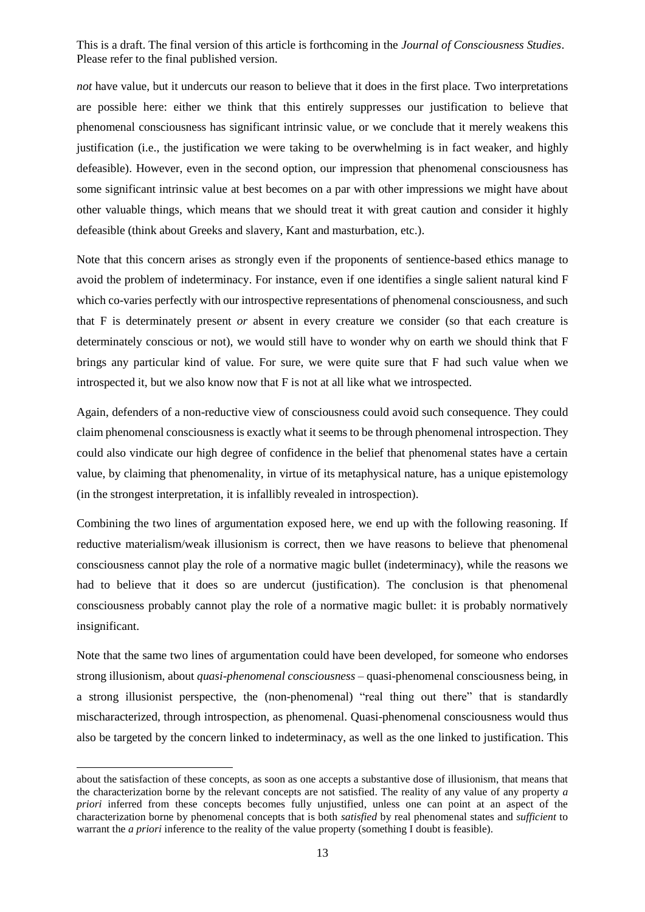*not* have value, but it undercuts our reason to believe that it does in the first place. Two interpretations are possible here: either we think that this entirely suppresses our justification to believe that phenomenal consciousness has significant intrinsic value, or we conclude that it merely weakens this justification (i.e., the justification we were taking to be overwhelming is in fact weaker, and highly defeasible). However, even in the second option, our impression that phenomenal consciousness has some significant intrinsic value at best becomes on a par with other impressions we might have about other valuable things, which means that we should treat it with great caution and consider it highly defeasible (think about Greeks and slavery, Kant and masturbation, etc.).

Note that this concern arises as strongly even if the proponents of sentience-based ethics manage to avoid the problem of indeterminacy. For instance, even if one identifies a single salient natural kind F which co-varies perfectly with our introspective representations of phenomenal consciousness, and such that F is determinately present *or* absent in every creature we consider (so that each creature is determinately conscious or not), we would still have to wonder why on earth we should think that F brings any particular kind of value. For sure, we were quite sure that F had such value when we introspected it, but we also know now that F is not at all like what we introspected.

Again, defenders of a non-reductive view of consciousness could avoid such consequence. They could claim phenomenal consciousness is exactly what it seems to be through phenomenal introspection. They could also vindicate our high degree of confidence in the belief that phenomenal states have a certain value, by claiming that phenomenality, in virtue of its metaphysical nature, has a unique epistemology (in the strongest interpretation, it is infallibly revealed in introspection).

Combining the two lines of argumentation exposed here, we end up with the following reasoning. If reductive materialism/weak illusionism is correct, then we have reasons to believe that phenomenal consciousness cannot play the role of a normative magic bullet (indeterminacy), while the reasons we had to believe that it does so are undercut (justification). The conclusion is that phenomenal consciousness probably cannot play the role of a normative magic bullet: it is probably normatively insignificant.

Note that the same two lines of argumentation could have been developed, for someone who endorses strong illusionism, about *quasi-phenomenal consciousness* – quasi-phenomenal consciousness being, in a strong illusionist perspective, the (non-phenomenal) "real thing out there" that is standardly mischaracterized, through introspection, as phenomenal. Quasi-phenomenal consciousness would thus also be targeted by the concern linked to indeterminacy, as well as the one linked to justification. This

---

about the satisfaction of these concepts, as soon as one accepts a substantive dose of illusionism, that means that the characterization borne by the relevant concepts are not satisfied. The reality of any value of any property *a priori* inferred from these concepts becomes fully unjustified, unless one can point at an aspect of the characterization borne by phenomenal concepts that is both *satisfied* by real phenomenal states and *sufficient* to warrant the *a priori* inference to the reality of the value property (something I doubt is feasible).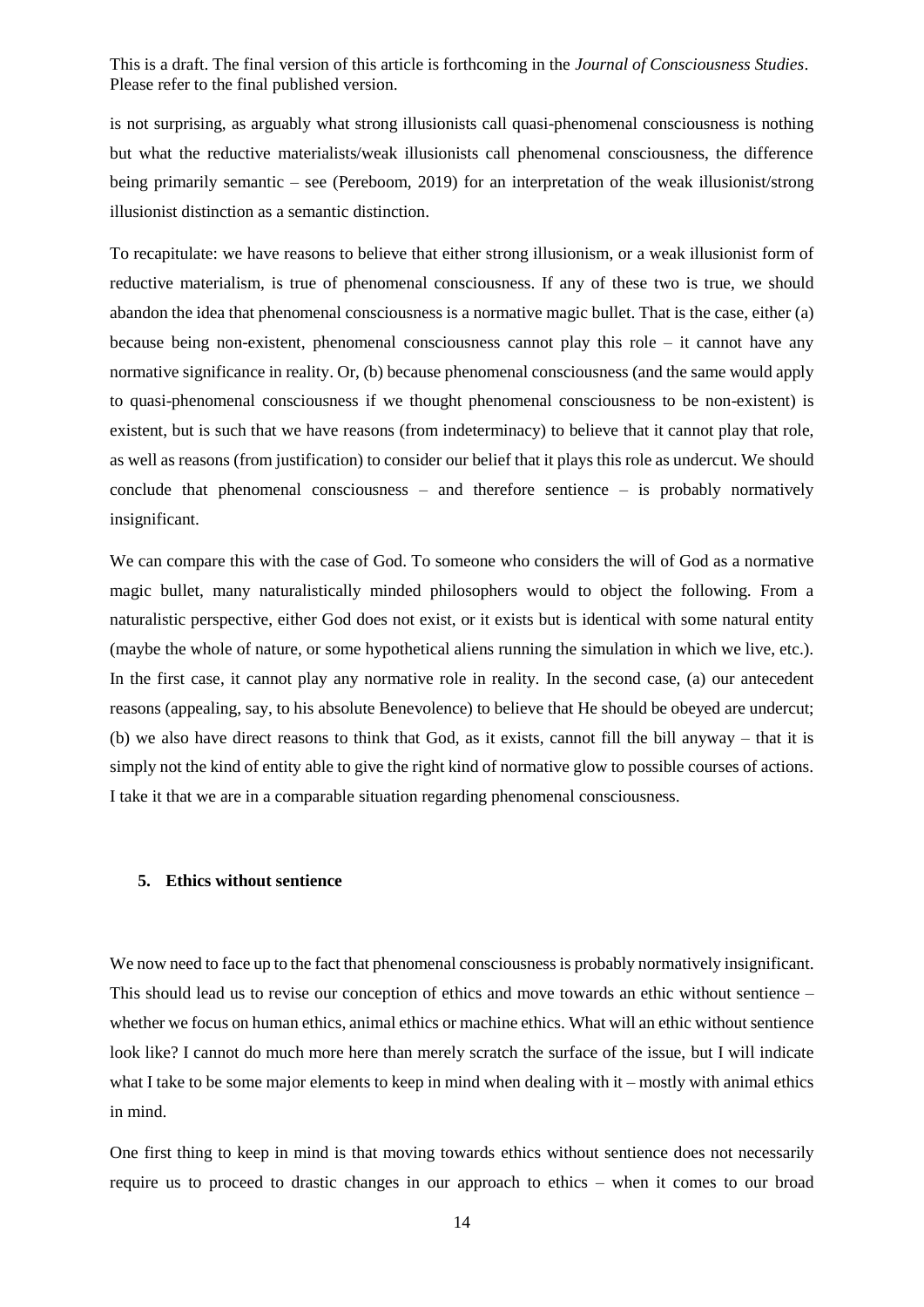is not surprising, as arguably what strong illusionists call quasi-phenomenal consciousness is nothing but what the reductive materialists/weak illusionists call phenomenal consciousness, the difference being primarily semantic – see (Pereboom, 2019) for an interpretation of the weak illusionist/strong illusionist distinction as a semantic distinction.

To recapitulate: we have reasons to believe that either strong illusionism, or a weak illusionist form of reductive materialism, is true of phenomenal consciousness. If any of these two is true, we should abandon the idea that phenomenal consciousness is a normative magic bullet. That is the case, either (a) because being non-existent, phenomenal consciousness cannot play this role – it cannot have any normative significance in reality. Or, (b) because phenomenal consciousness (and the same would apply to quasi-phenomenal consciousness if we thought phenomenal consciousness to be non-existent) is existent, but is such that we have reasons (from indeterminacy) to believe that it cannot play that role, as well as reasons (from justification) to consider our belief that it plays this role as undercut. We should conclude that phenomenal consciousness – and therefore sentience – is probably normatively insignificant.

We can compare this with the case of God. To someone who considers the will of God as a normative magic bullet, many naturalistically minded philosophers would to object the following. From a naturalistic perspective, either God does not exist, or it exists but is identical with some natural entity (maybe the whole of nature, or some hypothetical aliens running the simulation in which we live, etc.). In the first case, it cannot play any normative role in reality. In the second case, (a) our antecedent reasons (appealing, say, to his absolute Benevolence) to believe that He should be obeyed are undercut; (b) we also have direct reasons to think that God, as it exists, cannot fill the bill anyway – that it is simply not the kind of entity able to give the right kind of normative glow to possible courses of actions. I take it that we are in a comparable situation regarding phenomenal consciousness.

## 5. Ethics without sentience

We now need to face up to the fact that phenomenal consciousness is probably normatively insignificant. This should lead us to revise our conception of ethics and move towards an ethic without sentience – whether we focus on human ethics, animal ethics or machine ethics. What will an ethic without sentience look like? I cannot do much more here than merely scratch the surface of the issue, but I will indicate what I take to be some major elements to keep in mind when dealing with it – mostly with animal ethics in mind.

One first thing to keep in mind is that moving towards ethics without sentience does not necessarily require us to proceed to drastic changes in our approach to ethics – when it comes to our broad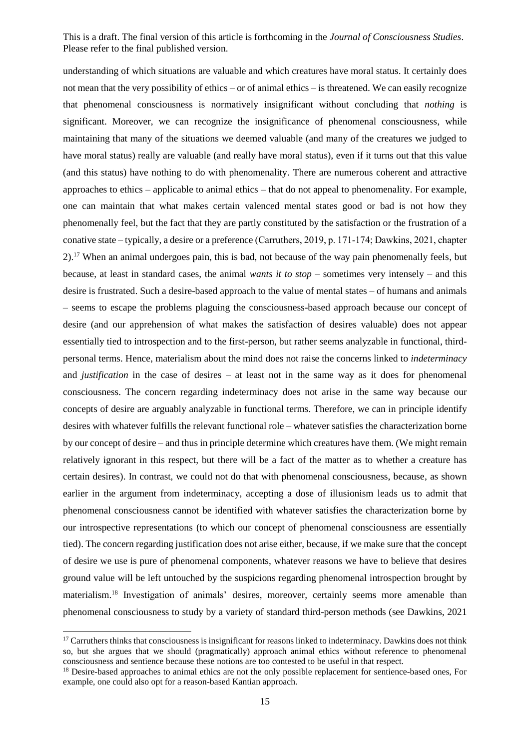understanding of which situations are valuable and which creatures have moral status. It certainly does not mean that the very possibility of ethics – or of animal ethics – is threatened. We can easily recognize that phenomenal consciousness is normatively insignificant without concluding that *nothing* is significant. Moreover, we can recognize the insignificance of phenomenal consciousness, while maintaining that many of the situations we deemed valuable (and many of the creatures we judged to have moral status) really are valuable (and really have moral status), even if it turns out that this value (and this status) have nothing to do with phenomenality. There are numerous coherent and attractive approaches to ethics – applicable to animal ethics – that do not appeal to phenomenality. For example, one can maintain that what makes certain valenced mental states good or bad is not how they phenomenally feel, but the fact that they are partly constituted by the satisfaction or the frustration of a conative state – typically, a desire or a preference (Carruthers, 2019, p. 171-174; Dawkins, 2021, chapter 2).[17] When an animal undergoes pain, this is bad, not because of the way pain phenomenally feels, but because, at least in standard cases, the animal *wants it to stop* – sometimes very intensely – and this desire is frustrated. Such a desire-based approach to the value of mental states – of humans and animals – seems to escape the problems plaguing the consciousness-based approach because our concept of desire (and our apprehension of what makes the satisfaction of desires valuable) does not appear essentially tied to introspection and to the first-person, but rather seems analyzable in functional, third-personal terms. Hence, materialism about the mind does not raise the concerns linked to *indeterminacy* and *justification* in the case of desires – at least not in the same way as it does for phenomenal consciousness. The concern regarding indeterminacy does not arise in the same way because our concepts of desire are arguably analyzable in functional terms. Therefore, we can in principle identify desires with whatever fulfills the relevant functional role – whatever satisfies the characterization borne by our concept of desire – and thus in principle determine which creatures have them. (We might remain relatively ignorant in this respect, but there will be a fact of the matter as to whether a creature has certain desires). In contrast, we could not do that with phenomenal consciousness, because, as shown earlier in the argument from indeterminacy, accepting a dose of illusionism leads us to admit that phenomenal consciousness cannot be identified with whatever satisfies the characterization borne by our introspective representations (to which our concept of phenomenal consciousness are essentially tied). The concern regarding justification does not arise either, because, if we make sure that the concept of desire we use is pure of phenomenal components, whatever reasons we have to believe that desires ground value will be left untouched by the suspicions regarding phenomenal introspection brought by materialism.[18] Investigation of animals' desires, moreover, certainly seems more amenable than phenomenal consciousness to study by a variety of standard third-person methods (see Dawkins, 2021

[17] Carruthers thinks that consciousness is insignificant for reasons linked to indeterminacy. Dawkins does not think so, but she argues that we should (pragmatically) approach animal ethics without reference to phenomenal consciousness and sentience because these notions are too contested to be useful in that respect.

[18] Desire-based approaches to animal ethics are not the only possible replacement for sentience-based ones, For example, one could also opt for a reason-based Kantian approach.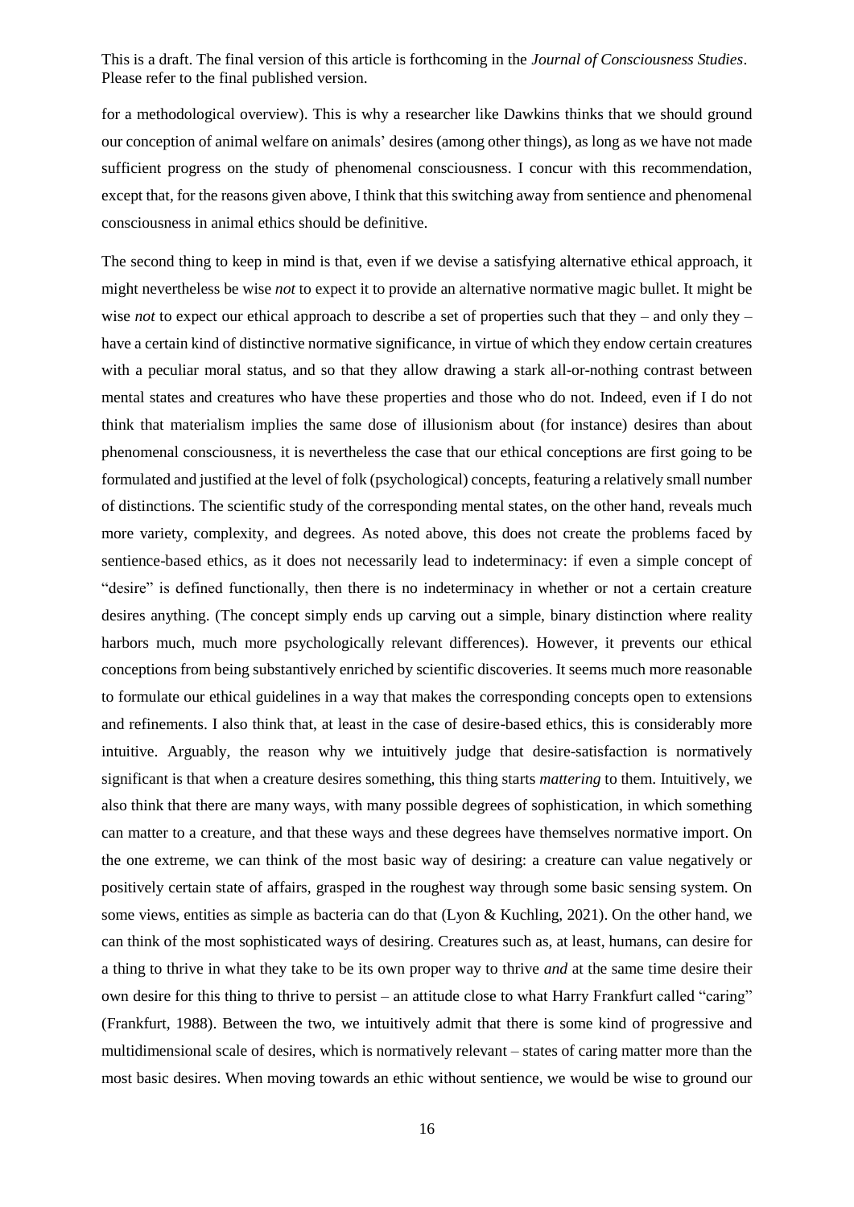for a methodological overview). This is why a researcher like Dawkins thinks that we should ground our conception of animal welfare on animals' desires (among other things), as long as we have not made sufficient progress on the study of phenomenal consciousness. I concur with this recommendation, except that, for the reasons given above, I think that this switching away from sentience and phenomenal consciousness in animal ethics should be definitive.

The second thing to keep in mind is that, even if we devise a satisfying alternative ethical approach, it might nevertheless be wise *not* to expect it to provide an alternative normative magic bullet. It might be wise *not* to expect our ethical approach to describe a set of properties such that they – and only they – have a certain kind of distinctive normative significance, in virtue of which they endow certain creatures with a peculiar moral status, and so that they allow drawing a stark all-or-nothing contrast between mental states and creatures who have these properties and those who do not. Indeed, even if I do not think that materialism implies the same dose of illusionism about (for instance) desires than about phenomenal consciousness, it is nevertheless the case that our ethical conceptions are first going to be formulated and justified at the level of folk (psychological) concepts, featuring a relatively small number of distinctions. The scientific study of the corresponding mental states, on the other hand, reveals much more variety, complexity, and degrees. As noted above, this does not create the problems faced by sentience-based ethics, as it does not necessarily lead to indeterminacy: if even a simple concept of "desire" is defined functionally, then there is no indeterminacy in whether or not a certain creature desires anything. (The concept simply ends up carving out a simple, binary distinction where reality harbors much, much more psychologically relevant differences). However, it prevents our ethical conceptions from being substantively enriched by scientific discoveries. It seems much more reasonable to formulate our ethical guidelines in a way that makes the corresponding concepts open to extensions and refinements. I also think that, at least in the case of desire-based ethics, this is considerably more intuitive. Arguably, the reason why we intuitively judge that desire-satisfaction is normatively significant is that when a creature desires something, this thing starts *mattering* to them. Intuitively, we also think that there are many ways, with many possible degrees of sophistication, in which something can matter to a creature, and that these ways and these degrees have themselves normative import. On the one extreme, we can think of the most basic way of desiring: a creature can value negatively or positively certain state of affairs, grasped in the roughest way through some basic sensing system. On some views, entities as simple as bacteria can do that (Lyon & Kuchling, 2021). On the other hand, we can think of the most sophisticated ways of desiring. Creatures such as, at least, humans, can desire for a thing to thrive in what they take to be its own proper way to thrive *and* at the same time desire their own desire for this thing to thrive to persist – an attitude close to what Harry Frankfurt called "caring" (Frankfurt, 1988). Between the two, we intuitively admit that there is some kind of progressive and multidimensional scale of desires, which is normatively relevant – states of caring matter more than the most basic desires. When moving towards an ethic without sentience, we would be wise to ground our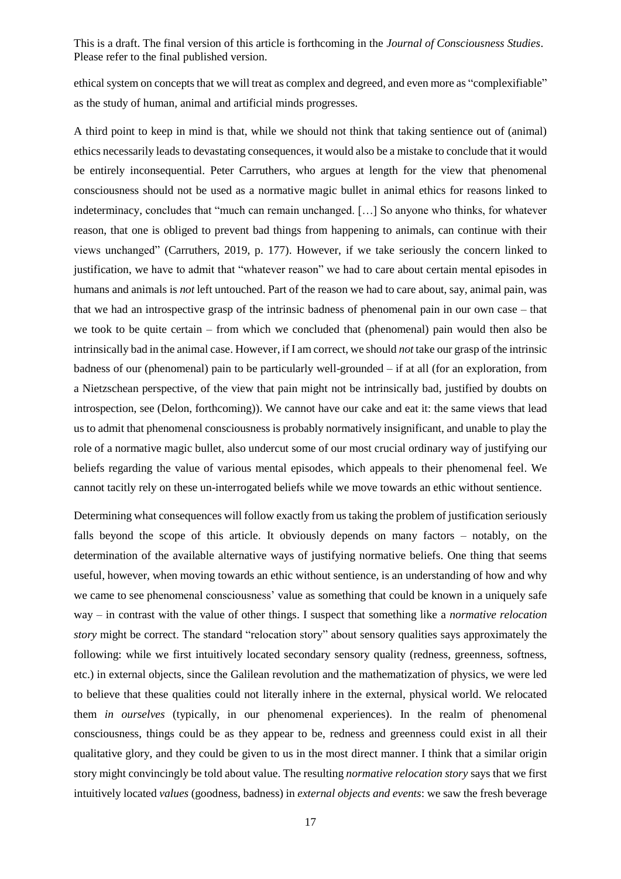ethical system on concepts that we will treat as complex and degreed, and even more as "complexifiable" as the study of human, animal and artificial minds progresses.

A third point to keep in mind is that, while we should not think that taking sentience out of (animal) ethics necessarily leads to devastating consequences, it would also be a mistake to conclude that it would be entirely inconsequential. Peter Carruthers, who argues at length for the view that phenomenal consciousness should not be used as a normative magic bullet in animal ethics for reasons linked to indeterminacy, concludes that "much can remain unchanged. […] So anyone who thinks, for whatever reason, that one is obliged to prevent bad things from happening to animals, can continue with their views unchanged" (Carruthers, 2019, p. 177). However, if we take seriously the concern linked to justification, we have to admit that "whatever reason" we had to care about certain mental episodes in humans and animals is *not* left untouched. Part of the reason we had to care about, say, animal pain, was that we had an introspective grasp of the intrinsic badness of phenomenal pain in our own case – that we took to be quite certain – from which we concluded that (phenomenal) pain would then also be intrinsically bad in the animal case. However, if I am correct, we should *not* take our grasp of the intrinsic badness of our (phenomenal) pain to be particularly well-grounded – if at all (for an exploration, from a Nietzschean perspective, of the view that pain might not be intrinsically bad, justified by doubts on introspection, see (Delon, forthcoming)). We cannot have our cake and eat it: the same views that lead us to admit that phenomenal consciousness is probably normatively insignificant, and unable to play the role of a normative magic bullet, also undercut some of our most crucial ordinary way of justifying our beliefs regarding the value of various mental episodes, which appeals to their phenomenal feel. We cannot tacitly rely on these un-interrogated beliefs while we move towards an ethic without sentience.

Determining what consequences will follow exactly from us taking the problem of justification seriously falls beyond the scope of this article. It obviously depends on many factors – notably, on the determination of the available alternative ways of justifying normative beliefs. One thing that seems useful, however, when moving towards an ethic without sentience, is an understanding of how and why we came to see phenomenal consciousness' value as something that could be known in a uniquely safe way – in contrast with the value of other things. I suspect that something like a *normative relocation story* might be correct. The standard "relocation story" about sensory qualities says approximately the following: while we first intuitively located secondary sensory quality (redness, greenness, softness, etc.) in external objects, since the Galilean revolution and the mathematization of physics, we were led to believe that these qualities could not literally inhere in the external, physical world. We relocated them *in ourselves* (typically, in our phenomenal experiences). In the realm of phenomenal consciousness, things could be as they appear to be, redness and greenness could exist in all their qualitative glory, and they could be given to us in the most direct manner. I think that a similar origin story might convincingly be told about value. The resulting *normative relocation story* says that we first intuitively located *values* (goodness, badness) in *external objects and events*: we saw the fresh beverage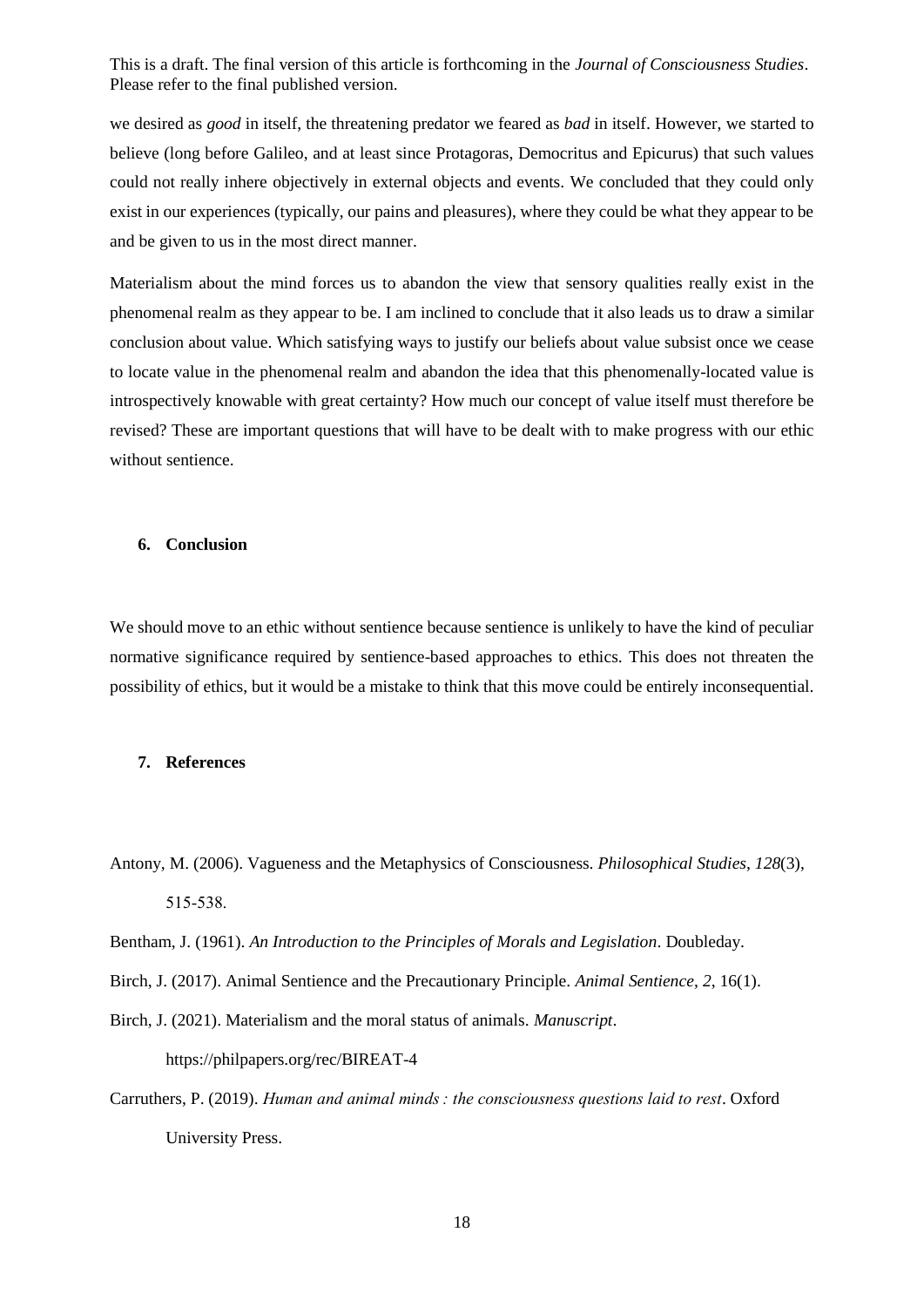we desired as *good* in itself, the threatening predator we feared as *bad* in itself. However, we started to believe (long before Galileo, and at least since Protagoras, Democritus and Epicurus) that such values could not really inhere objectively in external objects and events. We concluded that they could only exist in our experiences (typically, our pains and pleasures), where they could be what they appear to be and be given to us in the most direct manner.

Materialism about the mind forces us to abandon the view that sensory qualities really exist in the phenomenal realm as they appear to be. I am inclined to conclude that it also leads us to draw a similar conclusion about value. Which satisfying ways to justify our beliefs about value subsist once we cease to locate value in the phenomenal realm and abandon the idea that this phenomenally-located value is introspectively knowable with great certainty? How much our concept of value itself must therefore be revised? These are important questions that will have to be dealt with to make progress with our ethic without sentience.

## 6. Conclusion

We should move to an ethic without sentience because sentience is unlikely to have the kind of peculiar normative significance required by sentience-based approaches to ethics. This does not threaten the possibility of ethics, but it would be a mistake to think that this move could be entirely inconsequential.

## 7. References

Antony, M. (2006). Vagueness and the Metaphysics of Consciousness. *Philosophical Studies*, *128*(3), 515-538.

Bentham, J. (1961). *An Introduction to the Principles of Morals and Legislation*. Doubleday.

Birch, J. (2017). Animal Sentience and the Precautionary Principle. *Animal Sentience*, *2*, 16(1).

Birch, J. (2021). Materialism and the moral status of animals. *Manuscript*. https://philpapers.org/rec/BIREAT-4

Carruthers, P. (2019). *Human and animal minds : the consciousness questions laid to rest*. Oxford University Press.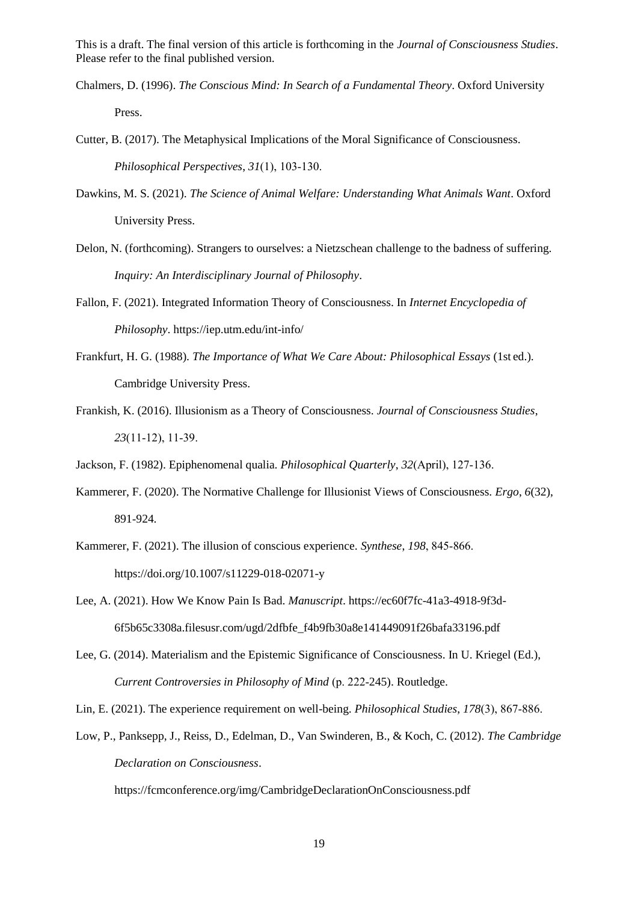Chalmers, D. (1996). *The Conscious Mind: In Search of a Fundamental Theory*. Oxford University Press.

Cutter, B. (2017). The Metaphysical Implications of the Moral Significance of Consciousness. *Philosophical Perspectives*, *31*(1), 103-130.

Dawkins, M. S. (2021). *The Science of Animal Welfare: Understanding What Animals Want*. Oxford University Press.

Delon, N. (forthcoming). Strangers to ourselves: a Nietzschean challenge to the badness of suffering. *Inquiry: An Interdisciplinary Journal of Philosophy*.

Fallon, F. (2021). Integrated Information Theory of Consciousness. In *Internet Encyclopedia of Philosophy*. https://iep.utm.edu/int-info/

Frankfurt, H. G. (1988). *The Importance of What We Care About: Philosophical Essays* (1st ed.). Cambridge University Press.

Frankish, K. (2016). Illusionism as a Theory of Consciousness. *Journal of Consciousness Studies*, *23*(11-12), 11-39.

Jackson, F. (1982). Epiphenomenal qualia. *Philosophical Quarterly*, *32*(April), 127-136.

Kammerer, F. (2020). The Normative Challenge for Illusionist Views of Consciousness. *Ergo*, *6*(32), 891-924.

Kammerer, F. (2021). The illusion of conscious experience. *Synthese*, *198*, 845-866. https://doi.org/10.1007/s11229-018-02071-y

Lee, A. (2021). How We Know Pain Is Bad. *Manuscript*. https://ec60f7fc-41a3-4918-9f3d-6f5b65c3308a.filesusr.com/ugd/2dfbfe_f4b9fb30a8e141449091f26bafa33196.pdf

Lee, G. (2014). Materialism and the Epistemic Significance of Consciousness. In U. Kriegel (Ed.), *Current Controversies in Philosophy of Mind* (p. 222-245). Routledge.

Lin, E. (2021). The experience requirement on well-being. *Philosophical Studies*, *178*(3), 867-886.

Low, P., Panksepp, J., Reiss, D., Edelman, D., Van Swinderen, B., & Koch, C. (2012). *The Cambridge Declaration on Consciousness*. https://fcmconference.org/img/CambridgeDeclarationOnConsciousness.pdf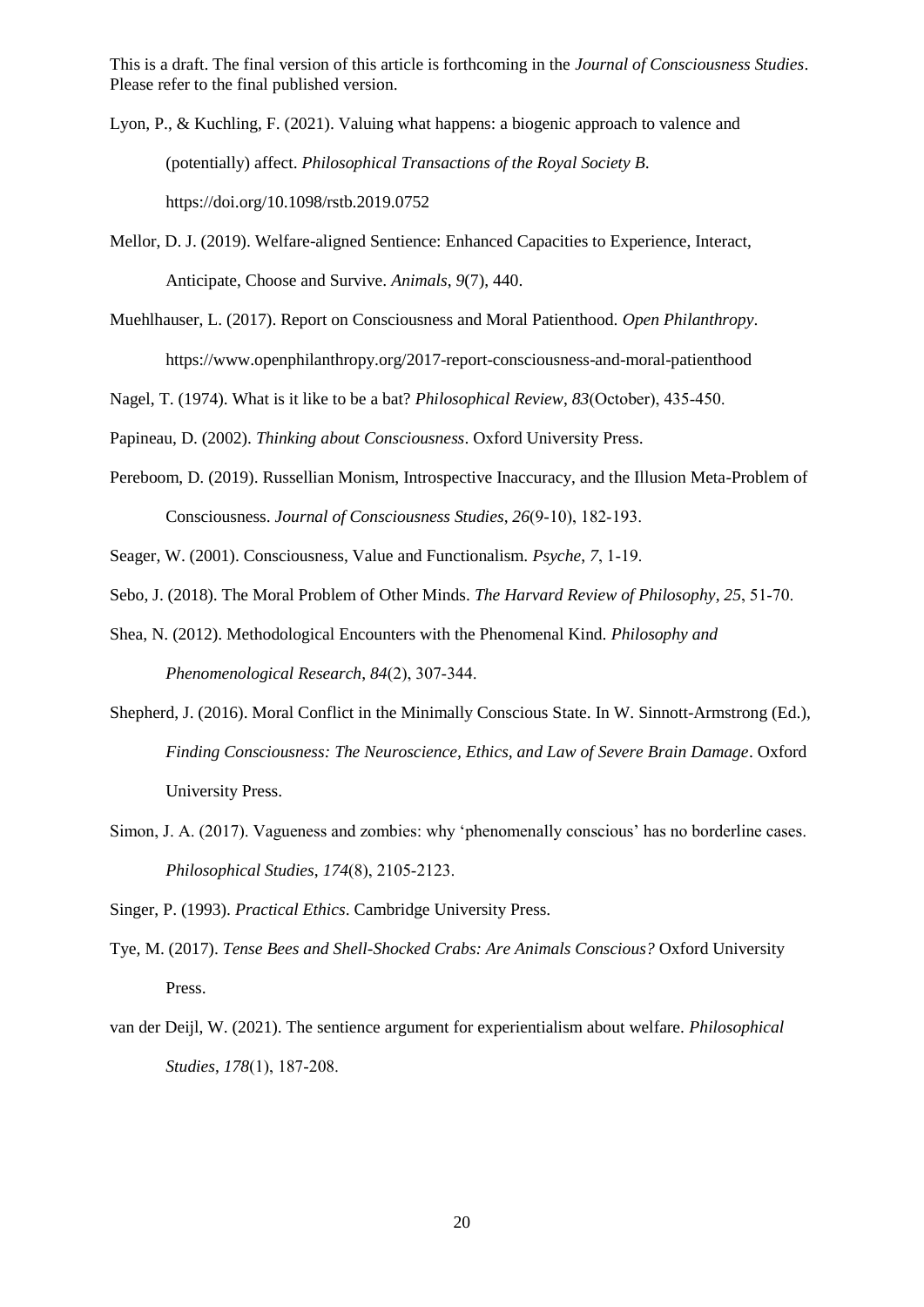This is a draft. The final version of this article is forthcoming in the *Journal of Consciousness Studies*. Please refer to the final published version.

Lyon, P., & Kuchling, F. (2021). Valuing what happens: a biogenic approach to valence and (potentially) affect. *Philosophical Transactions of the Royal Society B*. https://doi.org/10.1098/rstb.2019.0752

Mellor, D. J. (2019). Welfare-aligned Sentience: Enhanced Capacities to Experience, Interact, Anticipate, Choose and Survive. *Animals*, *9*(7), 440.

Muehlhauser, L. (2017). Report on Consciousness and Moral Patienthood. *Open Philanthropy*. https://www.openphilanthropy.org/2017-report-consciousness-and-moral-patienthood

Nagel, T. (1974). What is it like to be a bat? *Philosophical Review*, *83*(October), 435-450.

Papineau, D. (2002). *Thinking about Consciousness*. Oxford University Press.

Pereboom, D. (2019). Russellian Monism, Introspective Inaccuracy, and the Illusion Meta-Problem of Consciousness. *Journal of Consciousness Studies*, *26*(9-10), 182-193.

Seager, W. (2001). Consciousness, Value and Functionalism. *Psyche*, *7*, 1-19.

Sebo, J. (2018). The Moral Problem of Other Minds. *The Harvard Review of Philosophy*, *25*, 51-70.

Shea, N. (2012). Methodological Encounters with the Phenomenal Kind. *Philosophy and Phenomenological Research*, *84*(2), 307-344.

Shepherd, J. (2016). Moral Conflict in the Minimally Conscious State. In W. Sinnott-Armstrong (Ed.), *Finding Consciousness: The Neuroscience, Ethics, and Law of Severe Brain Damage*. Oxford University Press.

Simon, J. A. (2017). Vagueness and zombies: why 'phenomenally conscious' has no borderline cases. *Philosophical Studies*, *174*(8), 2105-2123.

Singer, P. (1993). *Practical Ethics*. Cambridge University Press.

Tye, M. (2017). *Tense Bees and Shell-Shocked Crabs: Are Animals Conscious?* Oxford University Press.

van der Deijl, W. (2021). The sentience argument for experientialism about welfare. *Philosophical Studies*, *178*(1), 187-208.